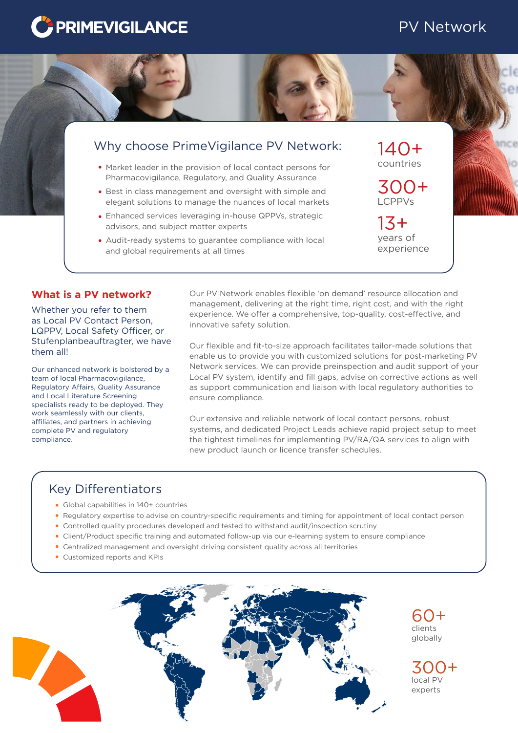# PRIMEVIGILANCE

PV Network

## Why choose PrimeVigilance PV Network:

- Market leader in the provision of local contact persons for Pharmacovigilance, Regulatory, and Quality Assurance
- Best in class management and oversight with simple and elegant solutions to manage the nuances of local markets
- Enhanced services leveraging in-house QPPVs, strategic advisors, and subject matter experts
- Audit-ready systems to guarantee compliance with local and global requirements at all times

140+ countries

300+ LCPPVs

13+ years of experience

## What is a PV network?

Whether you refer to them as Local PV Contact Person, LQPPV, Local Safety Officer, or Stufenplanbeauftragter, we have them all!

Our enhanced network is bolstered by a team of local Pharmacovigilance, Regulatory Affairs, Quality Assurance and Local Literature Screening specialists ready to be deployed. They work seamlessly with our clients, affiliates, and partners in achieving complete PV and regulatory compliance.

Our PV Network enables flexible 'on demand' resource allocation and management, delivering at the right time, right cost, and with the right experience. We offer a comprehensive, top-quality, cost-effective, and innovative safety solution.

Our flexible and fit-to-size approach facilitates tailor-made solutions that enable us to provide you with customized solutions for post-marketing PV Network services. We can provide preinspection and audit support of your Local PV system, identify and fill gaps, advise on corrective actions as well as support communication and liaison with local regulatory authorities to ensure compliance.

Our extensive and reliable network of local contact persons, robust systems, and dedicated Project Leads achieve rapid project setup to meet the tightest timelines for implementing PV/RA/QA services to align with new product launch or licence transfer schedules.

## Key Differentiators

- Global capabilities in 140+ countries
- Regulatory expertise to advise on country-specific requirements and timing for appointment of local contact person
- Controlled quality procedures developed and tested to withstand audit/inspection scrutiny
- Client/Product specific training and automated follow-up via our e-learning system to ensure compliance
- Centralized management and oversight driving consistent quality across all territories
- Customized reports and KPIs

60+ clients globally

300+ local PV experts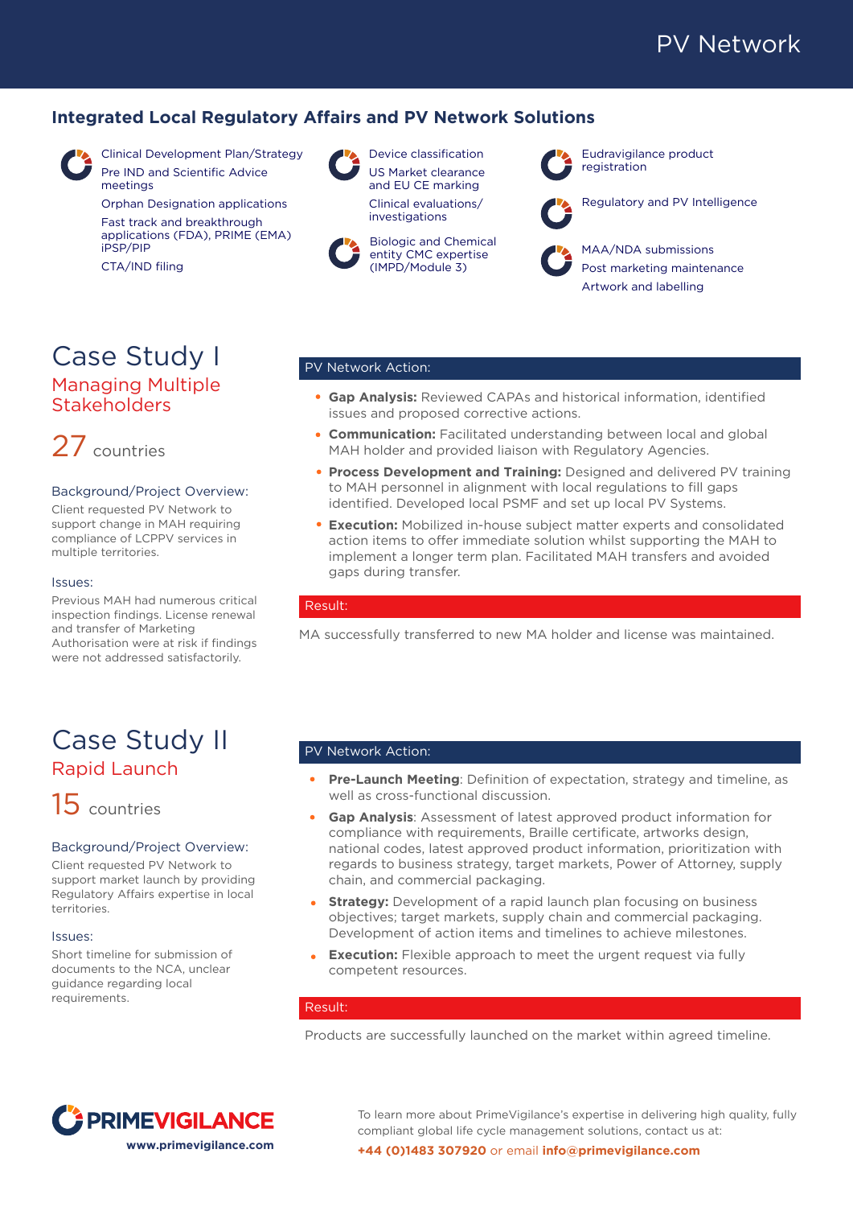# PV Network

## Integrated Local Regulatory Affairs and PV Network Solutions

- Clinical Development Plan/Strategy
- Pre IND and Scientific Advice meetings
- Orphan Designation applications
- Fast track and breakthrough applications (FDA), PRIME (EMA) iPSP/PIP
- CTA/IND filing

- Device classification
- US Market clearance and EU CE marking
- Clinical evaluations/ investigations

- Biologic and Chemical entity CMC expertise (IMPD/Module 3)

- Eudravigilance product registration

- Regulatory and PV Intelligence

- MAA/NDA submissions
- Post marketing maintenance
- Artwork and labelling

## Case Study I

### Managing Multiple Stakeholders

27 countries

#### Background/Project Overview:

Client requested PV Network to support change in MAH requiring compliance of LCPPV services in multiple territories.

#### Issues:

Previous MAH had numerous critical inspection findings. License renewal and transfer of Marketing Authorisation were at risk if findings were not addressed satisfactorily.

#### PV Network Action:

- **Gap Analysis:** Reviewed CAPAs and historical information, identified issues and proposed corrective actions.
- **Communication:** Facilitated understanding between local and global MAH holder and provided liaison with Regulatory Agencies.
- **Process Development and Training:** Designed and delivered PV training to MAH personnel in alignment with local regulations to fill gaps identified. Developed local PSMF and set up local PV Systems.
- **Execution:** Mobilized in-house subject matter experts and consolidated action items to offer immediate solution whilst supporting the MAH to implement a longer term plan. Facilitated MAH transfers and avoided gaps during transfer.

#### Result:

MA successfully transferred to new MA holder and license was maintained.

## Case Study II

### Rapid Launch

15 countries

#### Background/Project Overview:

Client requested PV Network to support market launch by providing Regulatory Affairs expertise in local territories.

#### Issues:

Short timeline for submission of documents to the NCA, unclear guidance regarding local requirements.

#### PV Network Action:

- **Pre-Launch Meeting**: Definition of expectation, strategy and timeline, as well as cross-functional discussion.
- **Gap Analysis**: Assessment of latest approved product information for compliance with requirements, Braille certificate, artworks design, national codes, latest approved product information, prioritization with regards to business strategy, target markets, Power of Attorney, supply chain, and commercial packaging.
- **Strategy:** Development of a rapid launch plan focusing on business objectives; target markets, supply chain and commercial packaging. Development of action items and timelines to achieve milestones.
- **Execution:** Flexible approach to meet the urgent request via fully competent resources.

#### Result:

Products are successfully launched on the market within agreed timeline.

PRIMEVIGILANCE
www.primevigilance.com

To learn more about PrimeVigilance's expertise in delivering high quality, fully compliant global life cycle management solutions, contact us at:

**+44 (0)1483 307920** or email **info@primevigilance.com**